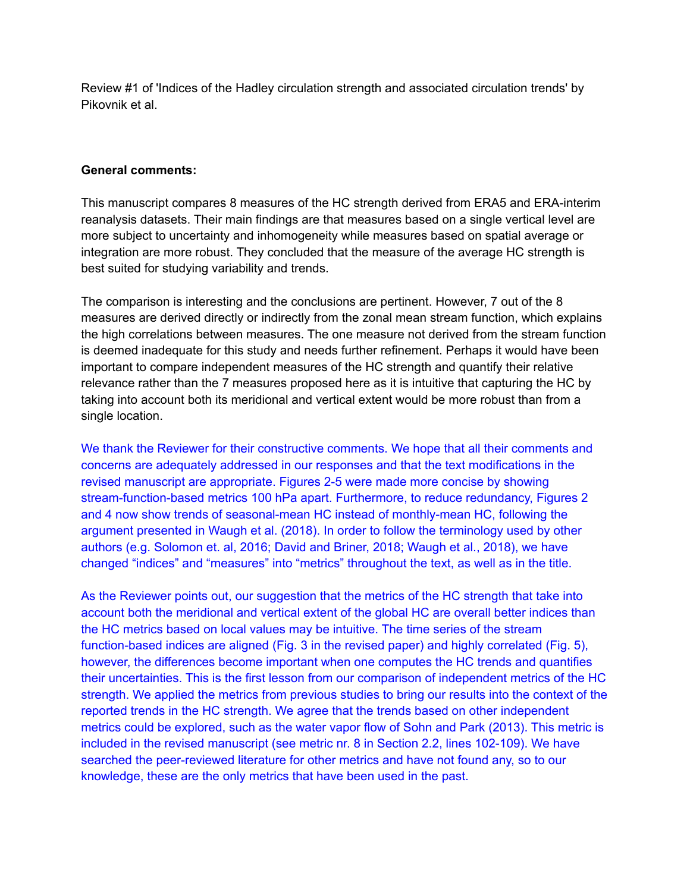Review #1 of 'Indices of the Hadley circulation strength and associated circulation trends' by Pikovnik et al.

**General comments:**

This manuscript compares 8 measures of the HC strength derived from ERA5 and ERA-interim reanalysis datasets. Their main findings are that measures based on a single vertical level are more subject to uncertainty and inhomogeneity while measures based on spatial average or integration are more robust. They concluded that the measure of the average HC strength is best suited for studying variability and trends.

The comparison is interesting and the conclusions are pertinent. However, 7 out of the 8 measures are derived directly or indirectly from the zonal mean stream function, which explains the high correlations between measures. The one measure not derived from the stream function is deemed inadequate for this study and needs further refinement. Perhaps it would have been important to compare independent measures of the HC strength and quantify their relative relevance rather than the 7 measures proposed here as it is intuitive that capturing the HC by taking into account both its meridional and vertical extent would be more robust than from a single location.

We thank the Reviewer for their constructive comments. We hope that all their comments and concerns are adequately addressed in our responses and that the text modifications in the revised manuscript are appropriate. Figures 2-5 were made more concise by showing stream-function-based metrics 100 hPa apart. Furthermore, to reduce redundancy, Figures 2 and 4 now show trends of seasonal-mean HC instead of monthly-mean HC, following the argument presented in Waugh et al. (2018). In order to follow the terminology used by other authors (e.g. Solomon et. al, 2016; David and Briner, 2018; Waugh et al., 2018), we have changed "indices" and "measures" into "metrics" throughout the text, as well as in the title.

As the Reviewer points out, our suggestion that the metrics of the HC strength that take into account both the meridional and vertical extent of the global HC are overall better indices than the HC metrics based on local values may be intuitive. The time series of the stream function-based indices are aligned (Fig. 3 in the revised paper) and highly correlated (Fig. 5), however, the differences become important when one computes the HC trends and quantifies their uncertainties. This is the first lesson from our comparison of independent metrics of the HC strength. We applied the metrics from previous studies to bring our results into the context of the reported trends in the HC strength. We agree that the trends based on other independent metrics could be explored, such as the water vapor flow of Sohn and Park (2013). This metric is included in the revised manuscript (see metric nr. 8 in Section 2.2, lines 102-109). We have searched the peer-reviewed literature for other metrics and have not found any, so to our knowledge, these are the only metrics that have been used in the past.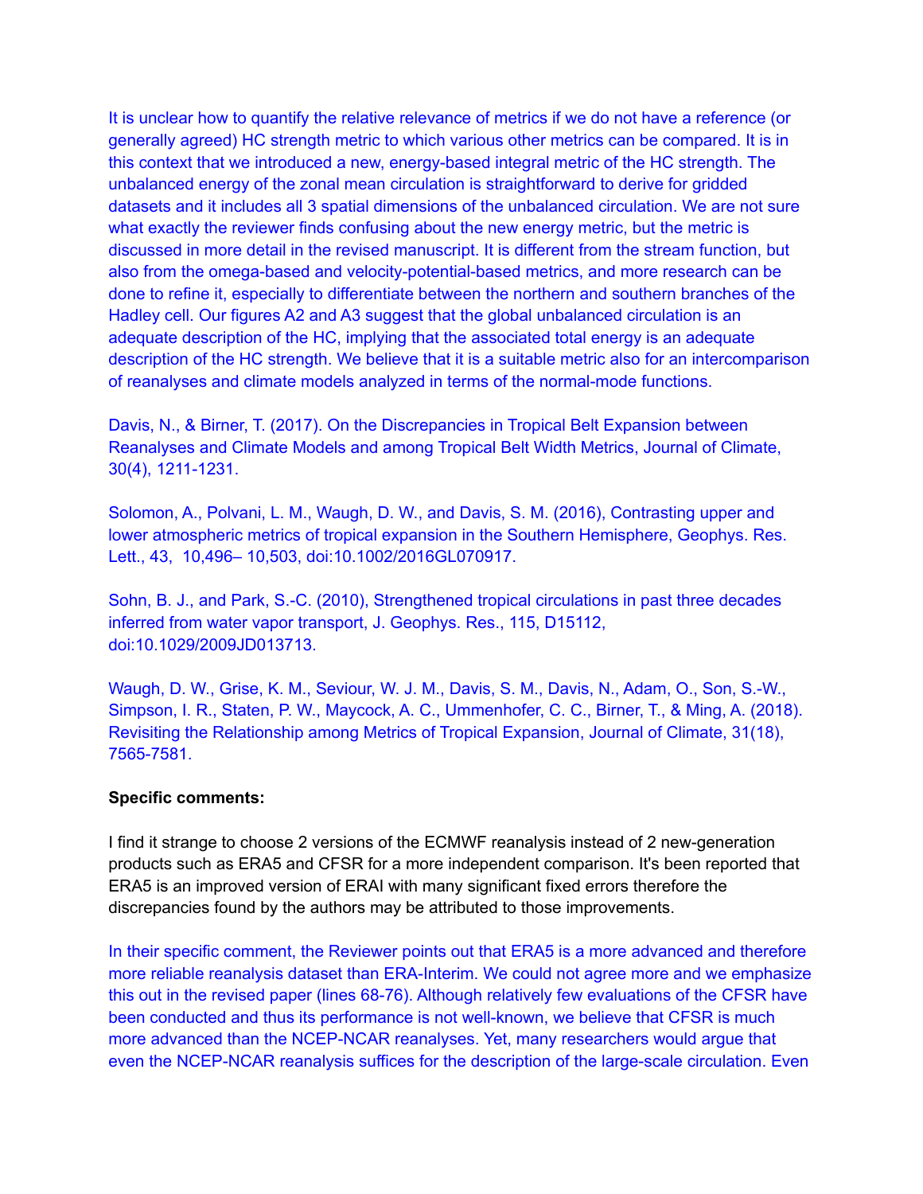It is unclear how to quantify the relative relevance of metrics if we do not have a reference (or generally agreed) HC strength metric to which various other metrics can be compared. It is in this context that we introduced a new, energy-based integral metric of the HC strength. The unbalanced energy of the zonal mean circulation is straightforward to derive for gridded datasets and it includes all 3 spatial dimensions of the unbalanced circulation. We are not sure what exactly the reviewer finds confusing about the new energy metric, but the metric is discussed in more detail in the revised manuscript. It is different from the stream function, but also from the omega-based and velocity-potential-based metrics, and more research can be done to refine it, especially to differentiate between the northern and southern branches of the Hadley cell. Our figures A2 and A3 suggest that the global unbalanced circulation is an adequate description of the HC, implying that the associated total energy is an adequate description of the HC strength. We believe that it is a suitable metric also for an intercomparison of reanalyses and climate models analyzed in terms of the normal-mode functions.

Davis, N., & Birner, T. (2017). On the Discrepancies in Tropical Belt Expansion between Reanalyses and Climate Models and among Tropical Belt Width Metrics, Journal of Climate, 30(4), 1211-1231.

Solomon, A., Polvani, L. M., Waugh, D. W., and Davis, S. M. (2016), Contrasting upper and lower atmospheric metrics of tropical expansion in the Southern Hemisphere, Geophys. Res. Lett., 43, 10,496– 10,503, doi:10.1002/2016GL070917.

Sohn, B. J., and Park, S.-C. (2010), Strengthened tropical circulations in past three decades inferred from water vapor transport, J. Geophys. Res., 115, D15112, doi:10.1029/2009JD013713.

Waugh, D. W., Grise, K. M., Seviour, W. J. M., Davis, S. M., Davis, N., Adam, O., Son, S.-W., Simpson, I. R., Staten, P. W., Maycock, A. C., Ummenhofer, C. C., Birner, T., & Ming, A. (2018). Revisiting the Relationship among Metrics of Tropical Expansion, Journal of Climate, 31(18), 7565-7581.

**Specific comments:**

I find it strange to choose 2 versions of the ECMWF reanalysis instead of 2 new-generation products such as ERA5 and CFSR for a more independent comparison. It's been reported that ERA5 is an improved version of ERAI with many significant fixed errors therefore the discrepancies found by the authors may be attributed to those improvements.

In their specific comment, the Reviewer points out that ERA5 is a more advanced and therefore more reliable reanalysis dataset than ERA-Interim. We could not agree more and we emphasize this out in the revised paper (lines 68-76). Although relatively few evaluations of the CFSR have been conducted and thus its performance is not well-known, we believe that CFSR is much more advanced than the NCEP-NCAR reanalyses. Yet, many researchers would argue that even the NCEP-NCAR reanalysis suffices for the description of the large-scale circulation. Even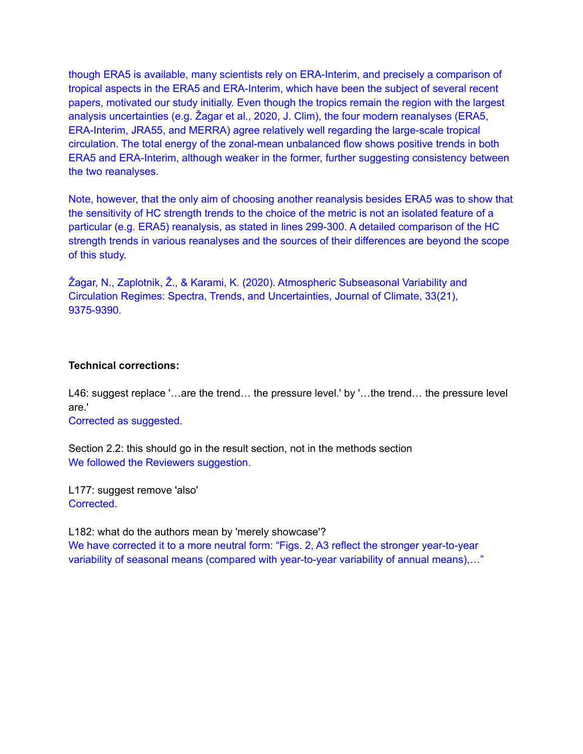though ERA5 is available, many scientists rely on ERA-Interim, and precisely a comparison of tropical aspects in the ERA5 and ERA-Interim, which have been the subject of several recent papers, motivated our study initially. Even though the tropics remain the region with the largest analysis uncertainties (e.g. Žagar et al., 2020, J. Clim), the four modern reanalyses (ERA5, ERA-Interim, JRA55, and MERRA) agree relatively well regarding the large-scale tropical circulation. The total energy of the zonal-mean unbalanced flow shows positive trends in both ERA5 and ERA-Interim, although weaker in the former, further suggesting consistency between the two reanalyses.

Note, however, that the only aim of choosing another reanalysis besides ERA5 was to show that the sensitivity of HC strength trends to the choice of the metric is not an isolated feature of a particular (e.g. ERA5) reanalysis, as stated in lines 299-300. A detailed comparison of the HC strength trends in various reanalyses and the sources of their differences are beyond the scope of this study.

Žagar, N., Zaplotnik, Ž., & Karami, K. (2020). Atmospheric Subseasonal Variability and Circulation Regimes: Spectra, Trends, and Uncertainties, Journal of Climate, 33(21), 9375-9390.

**Technical corrections:**

L46: suggest replace '…are the trend… the pressure level.' by '…the trend… the pressure level are.'
Corrected as suggested.

Section 2.2: this should go in the result section, not in the methods section
We followed the Reviewers suggestion.

L177: suggest remove 'also'
Corrected.

L182: what do the authors mean by 'merely showcase'?
We have corrected it to a more neutral form: "Figs. 2, A3 reflect the stronger year-to-year variability of seasonal means (compared with year-to-year variability of annual means),…"